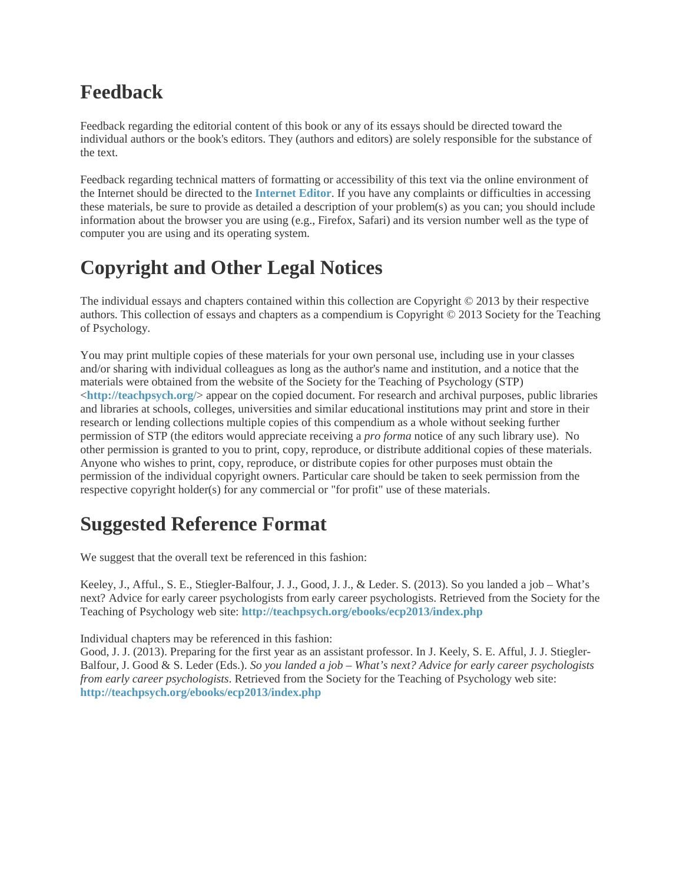# Feedback

Feedback regarding the editorial content of this book or any of its essays should be directed toward the individual authors or the book's editors. They (authors and editors) are solely responsible for the substance of the text.

Feedback regarding technical matters of formatting or accessibility of this text via the online environment of the Internet should be directed to the **Internet Editor**. If you have any complaints or difficulties in accessing these materials, be sure to provide as detailed a description of your problem(s) as you can; you should include information about the browser you are using (e.g., Firefox, Safari) and its version number well as the type of computer you are using and its operating system.

# Copyright and Other Legal Notices

The individual essays and chapters contained within this collection are Copyright © 2013 by their respective authors. This collection of essays and chapters as a compendium is Copyright © 2013 Society for the Teaching of Psychology.

You may print multiple copies of these materials for your own personal use, including use in your classes and/or sharing with individual colleagues as long as the author's name and institution, and a notice that the materials were obtained from the website of the Society for the Teaching of Psychology (STP) <**http://teachpsych.org/**> appear on the copied document. For research and archival purposes, public libraries and libraries at schools, colleges, universities and similar educational institutions may print and store in their research or lending collections multiple copies of this compendium as a whole without seeking further permission of STP (the editors would appreciate receiving a *pro forma* notice of any such library use). No other permission is granted to you to print, copy, reproduce, or distribute additional copies of these materials. Anyone who wishes to print, copy, reproduce, or distribute copies for other purposes must obtain the permission of the individual copyright owners. Particular care should be taken to seek permission from the respective copyright holder(s) for any commercial or "for profit" use of these materials.

# Suggested Reference Format

We suggest that the overall text be referenced in this fashion:

Keeley, J., Afful., S. E., Stiegler-Balfour, J. J., Good, J. J., & Leder. S. (2013). So you landed a job – What's next? Advice for early career psychologists from early career psychologists. Retrieved from the Society for the Teaching of Psychology web site: **http://teachpsych.org/ebooks/ecp2013/index.php**

Individual chapters may be referenced in this fashion:
Good, J. J. (2013). Preparing for the first year as an assistant professor. In J. Keely, S. E. Afful, J. J. Stiegler-Balfour, J. Good & S. Leder (Eds.). *So you landed a job – What's next? Advice for early career psychologists from early career psychologists*. Retrieved from the Society for the Teaching of Psychology web site: **http://teachpsych.org/ebooks/ecp2013/index.php**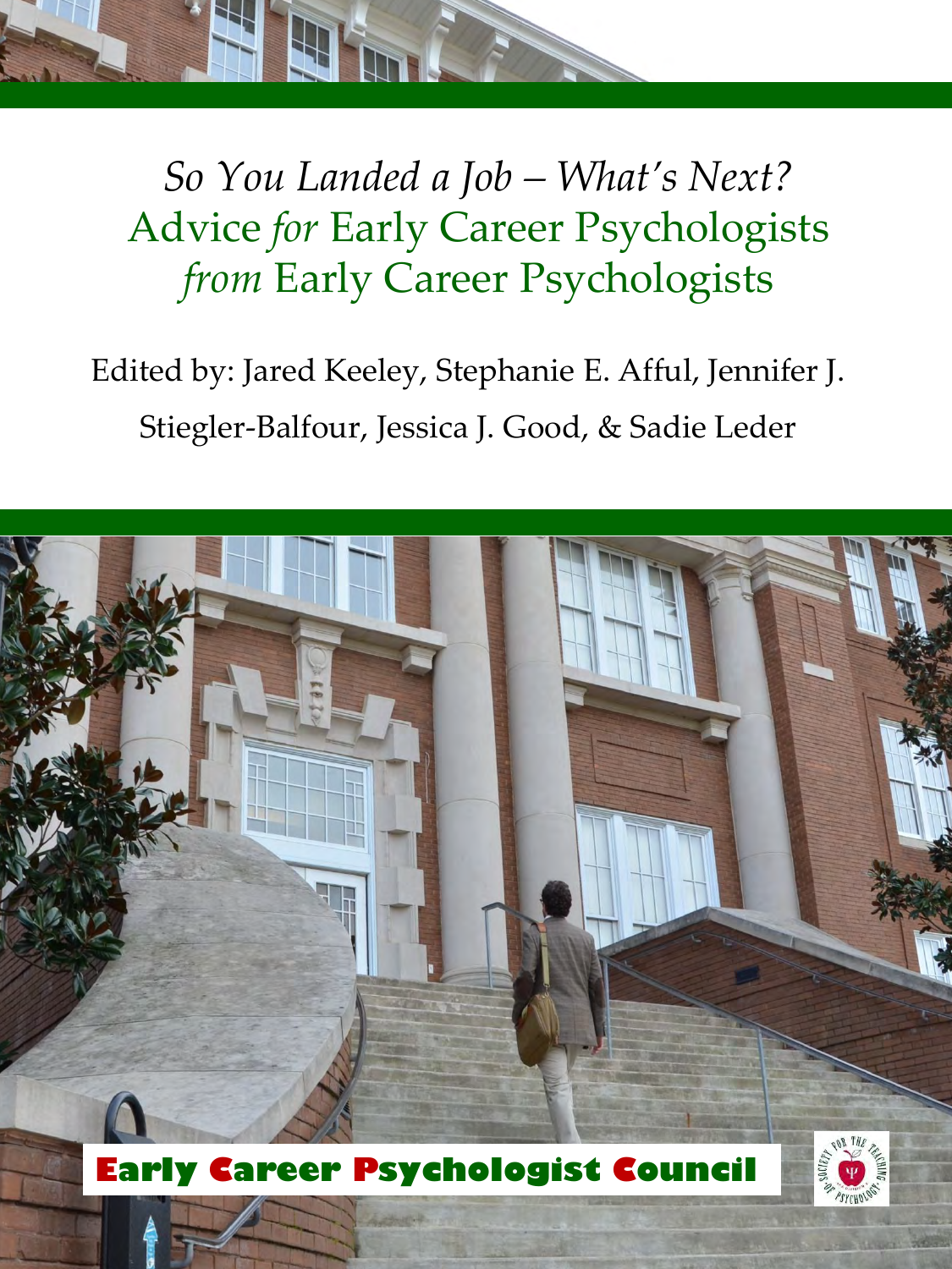# *So You Landed a Job – What's Next?*

# Advice *for* Early Career Psychologists *from* Early Career Psychologists

Edited by: Jared Keeley, Stephanie E. Afful, Jennifer J. Stiegler-Balfour, Jessica J. Good, & Sadie Leder

**Early Career Psychologist Council**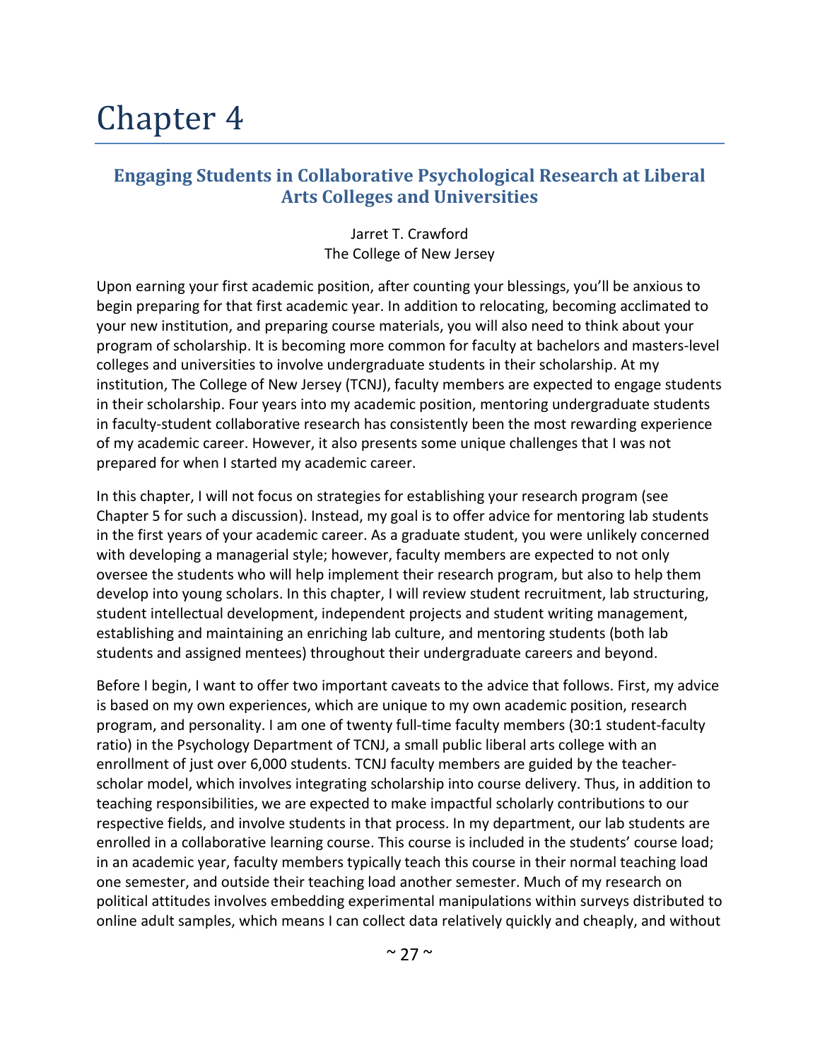# Chapter 4

## Engaging Students in Collaborative Psychological Research at Liberal Arts Colleges and Universities

Jarret T. Crawford
The College of New Jersey

Upon earning your first academic position, after counting your blessings, you'll be anxious to begin preparing for that first academic year. In addition to relocating, becoming acclimated to your new institution, and preparing course materials, you will also need to think about your program of scholarship. It is becoming more common for faculty at bachelors and masters-level colleges and universities to involve undergraduate students in their scholarship. At my institution, The College of New Jersey (TCNJ), faculty members are expected to engage students in their scholarship. Four years into my academic position, mentoring undergraduate students in faculty-student collaborative research has consistently been the most rewarding experience of my academic career. However, it also presents some unique challenges that I was not prepared for when I started my academic career.

In this chapter, I will not focus on strategies for establishing your research program (see Chapter 5 for such a discussion). Instead, my goal is to offer advice for mentoring lab students in the first years of your academic career. As a graduate student, you were unlikely concerned with developing a managerial style; however, faculty members are expected to not only oversee the students who will help implement their research program, but also to help them develop into young scholars. In this chapter, I will review student recruitment, lab structuring, student intellectual development, independent projects and student writing management, establishing and maintaining an enriching lab culture, and mentoring students (both lab students and assigned mentees) throughout their undergraduate careers and beyond.

Before I begin, I want to offer two important caveats to the advice that follows. First, my advice is based on my own experiences, which are unique to my own academic position, research program, and personality. I am one of twenty full-time faculty members (30:1 student-faculty ratio) in the Psychology Department of TCNJ, a small public liberal arts college with an enrollment of just over 6,000 students. TCNJ faculty members are guided by the teacher-scholar model, which involves integrating scholarship into course delivery. Thus, in addition to teaching responsibilities, we are expected to make impactful scholarly contributions to our respective fields, and involve students in that process. In my department, our lab students are enrolled in a collaborative learning course. This course is included in the students' course load; in an academic year, faculty members typically teach this course in their normal teaching load one semester, and outside their teaching load another semester. Much of my research on political attitudes involves embedding experimental manipulations within surveys distributed to online adult samples, which means I can collect data relatively quickly and cheaply, and without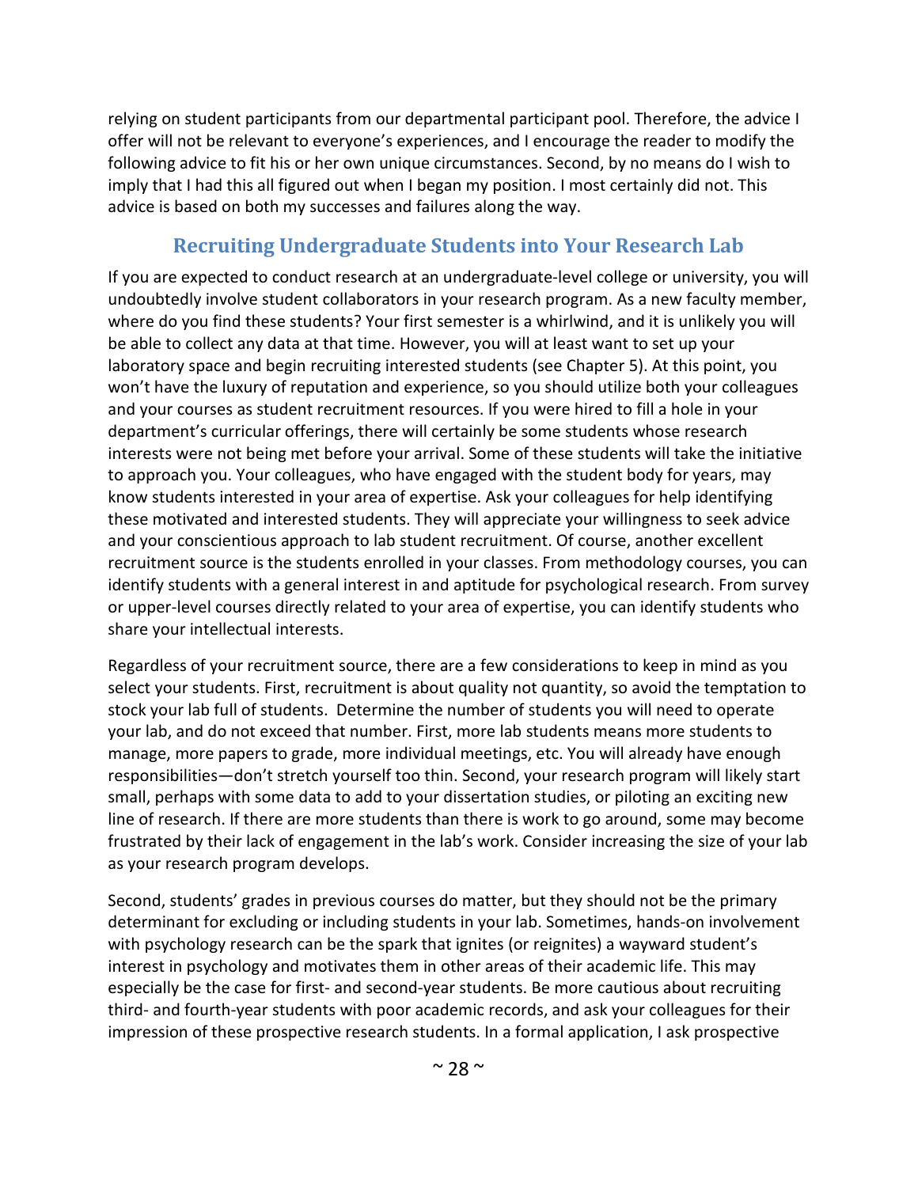relying on student participants from our departmental participant pool. Therefore, the advice I offer will not be relevant to everyone's experiences, and I encourage the reader to modify the following advice to fit his or her own unique circumstances. Second, by no means do I wish to imply that I had this all figured out when I began my position. I most certainly did not. This advice is based on both my successes and failures along the way.

## Recruiting Undergraduate Students into Your Research Lab

If you are expected to conduct research at an undergraduate-level college or university, you will undoubtedly involve student collaborators in your research program. As a new faculty member, where do you find these students? Your first semester is a whirlwind, and it is unlikely you will be able to collect any data at that time. However, you will at least want to set up your laboratory space and begin recruiting interested students (see Chapter 5). At this point, you won't have the luxury of reputation and experience, so you should utilize both your colleagues and your courses as student recruitment resources. If you were hired to fill a hole in your department's curricular offerings, there will certainly be some students whose research interests were not being met before your arrival. Some of these students will take the initiative to approach you. Your colleagues, who have engaged with the student body for years, may know students interested in your area of expertise. Ask your colleagues for help identifying these motivated and interested students. They will appreciate your willingness to seek advice and your conscientious approach to lab student recruitment. Of course, another excellent recruitment source is the students enrolled in your classes. From methodology courses, you can identify students with a general interest in and aptitude for psychological research. From survey or upper-level courses directly related to your area of expertise, you can identify students who share your intellectual interests.

Regardless of your recruitment source, there are a few considerations to keep in mind as you select your students. First, recruitment is about quality not quantity, so avoid the temptation to stock your lab full of students. Determine the number of students you will need to operate your lab, and do not exceed that number. First, more lab students means more students to manage, more papers to grade, more individual meetings, etc. You will already have enough responsibilities—don't stretch yourself too thin. Second, your research program will likely start small, perhaps with some data to add to your dissertation studies, or piloting an exciting new line of research. If there are more students than there is work to go around, some may become frustrated by their lack of engagement in the lab's work. Consider increasing the size of your lab as your research program develops.

Second, students' grades in previous courses do matter, but they should not be the primary determinant for excluding or including students in your lab. Sometimes, hands-on involvement with psychology research can be the spark that ignites (or reignites) a wayward student's interest in psychology and motivates them in other areas of their academic life. This may especially be the case for first- and second-year students. Be more cautious about recruiting third- and fourth-year students with poor academic records, and ask your colleagues for their impression of these prospective research students. In a formal application, I ask prospective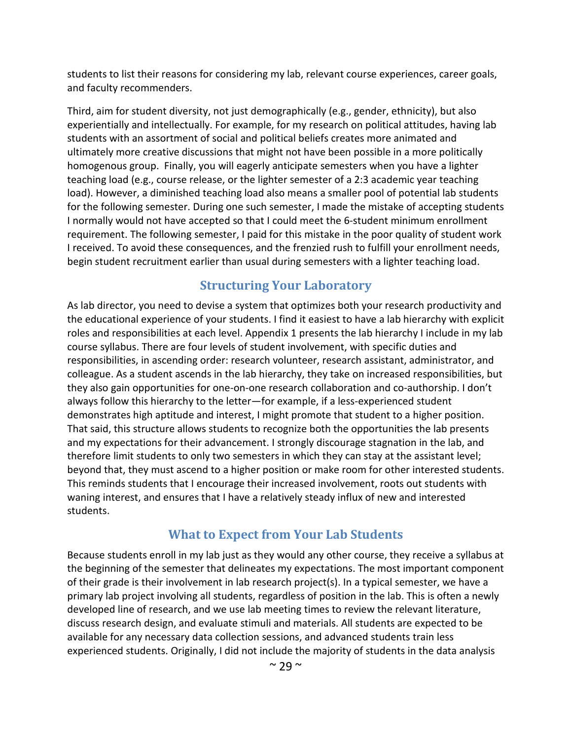students to list their reasons for considering my lab, relevant course experiences, career goals, and faculty recommenders.

Third, aim for student diversity, not just demographically (e.g., gender, ethnicity), but also experientially and intellectually. For example, for my research on political attitudes, having lab students with an assortment of social and political beliefs creates more animated and ultimately more creative discussions that might not have been possible in a more politically homogenous group. Finally, you will eagerly anticipate semesters when you have a lighter teaching load (e.g., course release, or the lighter semester of a 2:3 academic year teaching load). However, a diminished teaching load also means a smaller pool of potential lab students for the following semester. During one such semester, I made the mistake of accepting students I normally would not have accepted so that I could meet the 6-student minimum enrollment requirement. The following semester, I paid for this mistake in the poor quality of student work I received. To avoid these consequences, and the frenzied rush to fulfill your enrollment needs, begin student recruitment earlier than usual during semesters with a lighter teaching load.

## Structuring Your Laboratory

As lab director, you need to devise a system that optimizes both your research productivity and the educational experience of your students. I find it easiest to have a lab hierarchy with explicit roles and responsibilities at each level. Appendix 1 presents the lab hierarchy I include in my lab course syllabus. There are four levels of student involvement, with specific duties and responsibilities, in ascending order: research volunteer, research assistant, administrator, and colleague. As a student ascends in the lab hierarchy, they take on increased responsibilities, but they also gain opportunities for one-on-one research collaboration and co-authorship. I don't always follow this hierarchy to the letter—for example, if a less-experienced student demonstrates high aptitude and interest, I might promote that student to a higher position. That said, this structure allows students to recognize both the opportunities the lab presents and my expectations for their advancement. I strongly discourage stagnation in the lab, and therefore limit students to only two semesters in which they can stay at the assistant level; beyond that, they must ascend to a higher position or make room for other interested students. This reminds students that I encourage their increased involvement, roots out students with waning interest, and ensures that I have a relatively steady influx of new and interested students.

## What to Expect from Your Lab Students

Because students enroll in my lab just as they would any other course, they receive a syllabus at the beginning of the semester that delineates my expectations. The most important component of their grade is their involvement in lab research project(s). In a typical semester, we have a primary lab project involving all students, regardless of position in the lab. This is often a newly developed line of research, and we use lab meeting times to review the relevant literature, discuss research design, and evaluate stimuli and materials. All students are expected to be available for any necessary data collection sessions, and advanced students train less experienced students. Originally, I did not include the majority of students in the data analysis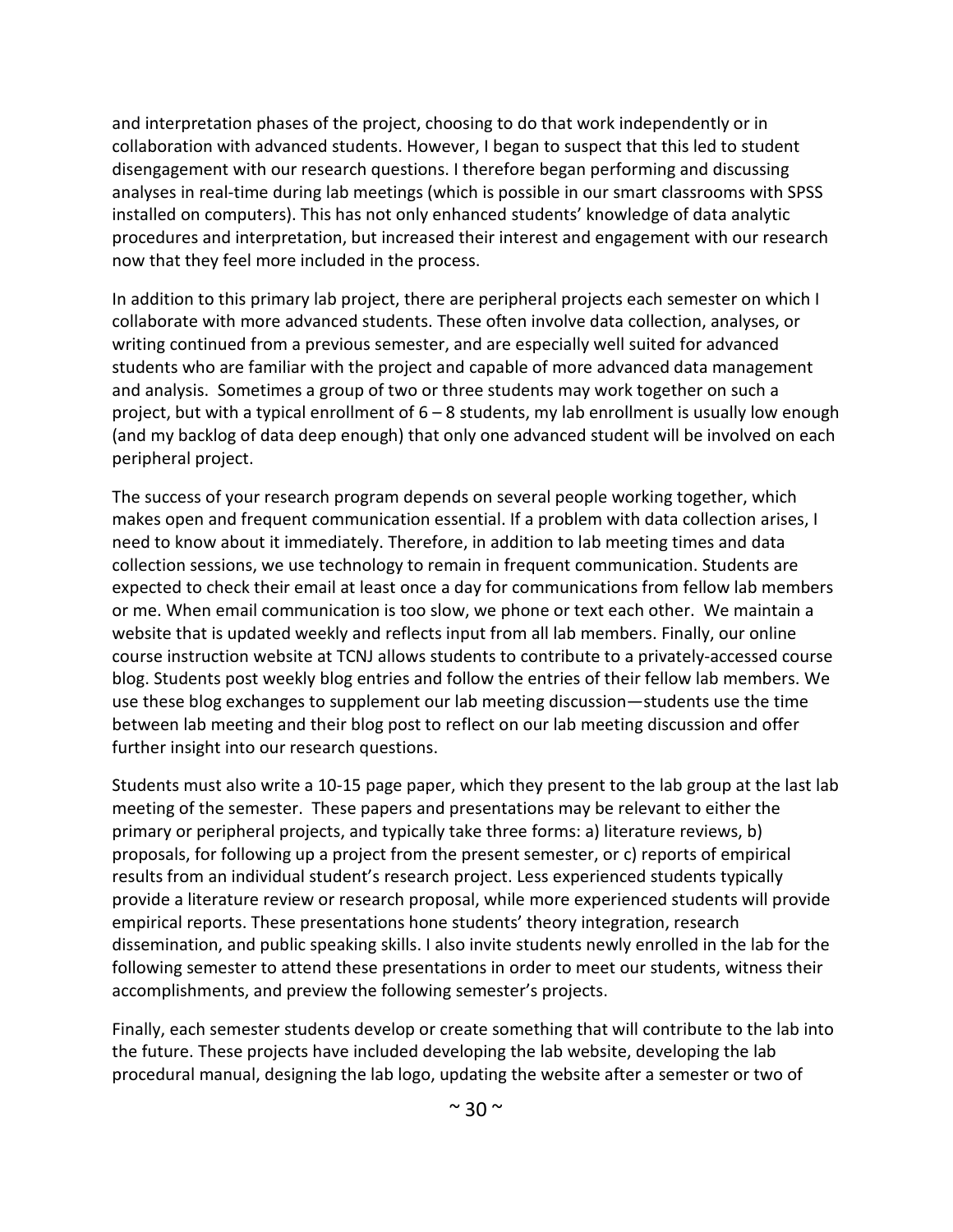and interpretation phases of the project, choosing to do that work independently or in collaboration with advanced students. However, I began to suspect that this led to student disengagement with our research questions. I therefore began performing and discussing analyses in real-time during lab meetings (which is possible in our smart classrooms with SPSS installed on computers). This has not only enhanced students' knowledge of data analytic procedures and interpretation, but increased their interest and engagement with our research now that they feel more included in the process.

In addition to this primary lab project, there are peripheral projects each semester on which I collaborate with more advanced students. These often involve data collection, analyses, or writing continued from a previous semester, and are especially well suited for advanced students who are familiar with the project and capable of more advanced data management and analysis. Sometimes a group of two or three students may work together on such a project, but with a typical enrollment of 6 – 8 students, my lab enrollment is usually low enough (and my backlog of data deep enough) that only one advanced student will be involved on each peripheral project.

The success of your research program depends on several people working together, which makes open and frequent communication essential. If a problem with data collection arises, I need to know about it immediately. Therefore, in addition to lab meeting times and data collection sessions, we use technology to remain in frequent communication. Students are expected to check their email at least once a day for communications from fellow lab members or me. When email communication is too slow, we phone or text each other. We maintain a website that is updated weekly and reflects input from all lab members. Finally, our online course instruction website at TCNJ allows students to contribute to a privately-accessed course blog. Students post weekly blog entries and follow the entries of their fellow lab members. We use these blog exchanges to supplement our lab meeting discussion—students use the time between lab meeting and their blog post to reflect on our lab meeting discussion and offer further insight into our research questions.

Students must also write a 10-15 page paper, which they present to the lab group at the last lab meeting of the semester. These papers and presentations may be relevant to either the primary or peripheral projects, and typically take three forms: a) literature reviews, b) proposals, for following up a project from the present semester, or c) reports of empirical results from an individual student's research project. Less experienced students typically provide a literature review or research proposal, while more experienced students will provide empirical reports. These presentations hone students' theory integration, research dissemination, and public speaking skills. I also invite students newly enrolled in the lab for the following semester to attend these presentations in order to meet our students, witness their accomplishments, and preview the following semester's projects.

Finally, each semester students develop or create something that will contribute to the lab into the future. These projects have included developing the lab website, developing the lab procedural manual, designing the lab logo, updating the website after a semester or two of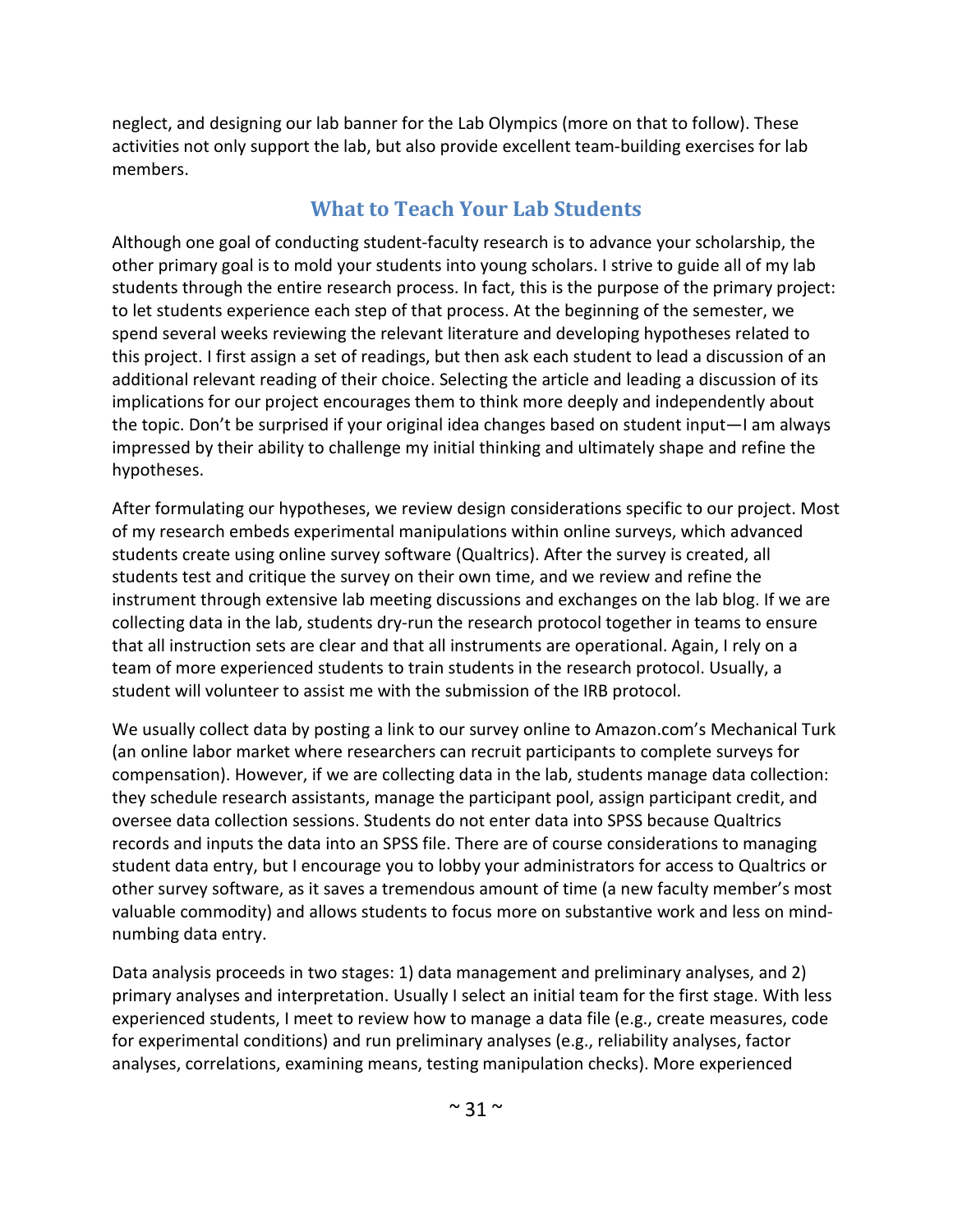neglect, and designing our lab banner for the Lab Olympics (more on that to follow). These activities not only support the lab, but also provide excellent team-building exercises for lab members.

## What to Teach Your Lab Students

Although one goal of conducting student-faculty research is to advance your scholarship, the other primary goal is to mold your students into young scholars. I strive to guide all of my lab students through the entire research process. In fact, this is the purpose of the primary project: to let students experience each step of that process. At the beginning of the semester, we spend several weeks reviewing the relevant literature and developing hypotheses related to this project. I first assign a set of readings, but then ask each student to lead a discussion of an additional relevant reading of their choice. Selecting the article and leading a discussion of its implications for our project encourages them to think more deeply and independently about the topic. Don't be surprised if your original idea changes based on student input—I am always impressed by their ability to challenge my initial thinking and ultimately shape and refine the hypotheses.

After formulating our hypotheses, we review design considerations specific to our project. Most of my research embeds experimental manipulations within online surveys, which advanced students create using online survey software (Qualtrics). After the survey is created, all students test and critique the survey on their own time, and we review and refine the instrument through extensive lab meeting discussions and exchanges on the lab blog. If we are collecting data in the lab, students dry-run the research protocol together in teams to ensure that all instruction sets are clear and that all instruments are operational. Again, I rely on a team of more experienced students to train students in the research protocol. Usually, a student will volunteer to assist me with the submission of the IRB protocol.

We usually collect data by posting a link to our survey online to Amazon.com's Mechanical Turk (an online labor market where researchers can recruit participants to complete surveys for compensation). However, if we are collecting data in the lab, students manage data collection: they schedule research assistants, manage the participant pool, assign participant credit, and oversee data collection sessions. Students do not enter data into SPSS because Qualtrics records and inputs the data into an SPSS file. There are of course considerations to managing student data entry, but I encourage you to lobby your administrators for access to Qualtrics or other survey software, as it saves a tremendous amount of time (a new faculty member's most valuable commodity) and allows students to focus more on substantive work and less on mind-numbing data entry.

Data analysis proceeds in two stages: 1) data management and preliminary analyses, and 2) primary analyses and interpretation. Usually I select an initial team for the first stage. With less experienced students, I meet to review how to manage a data file (e.g., create measures, code for experimental conditions) and run preliminary analyses (e.g., reliability analyses, factor analyses, correlations, examining means, testing manipulation checks). More experienced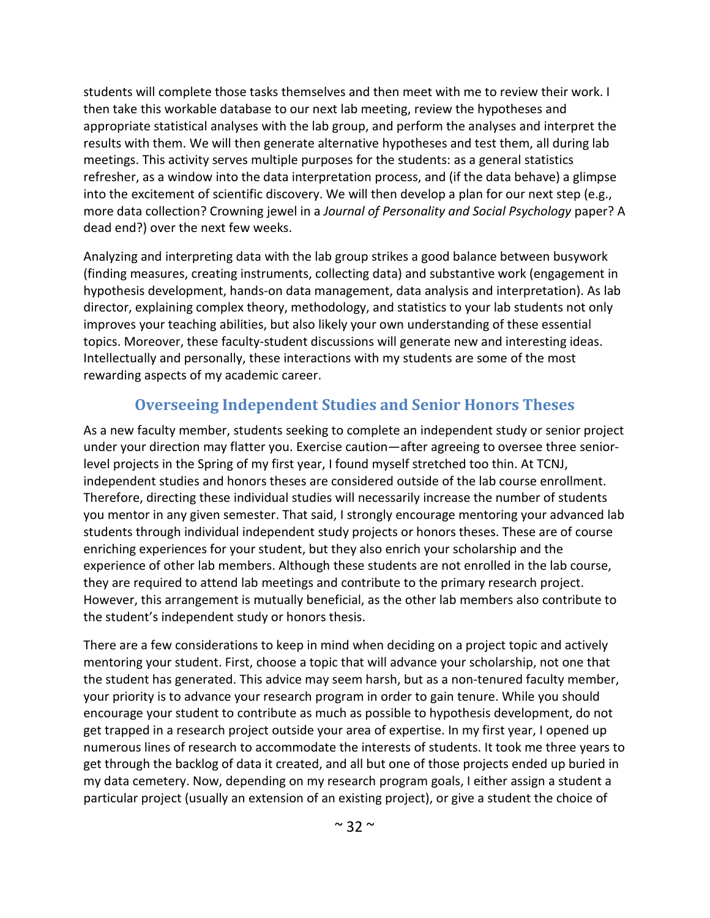students will complete those tasks themselves and then meet with me to review their work. I then take this workable database to our next lab meeting, review the hypotheses and appropriate statistical analyses with the lab group, and perform the analyses and interpret the results with them. We will then generate alternative hypotheses and test them, all during lab meetings. This activity serves multiple purposes for the students: as a general statistics refresher, as a window into the data interpretation process, and (if the data behave) a glimpse into the excitement of scientific discovery. We will then develop a plan for our next step (e.g., more data collection? Crowning jewel in a *Journal of Personality and Social Psychology* paper? A dead end?) over the next few weeks.

Analyzing and interpreting data with the lab group strikes a good balance between busywork (finding measures, creating instruments, collecting data) and substantive work (engagement in hypothesis development, hands-on data management, data analysis and interpretation). As lab director, explaining complex theory, methodology, and statistics to your lab students not only improves your teaching abilities, but also likely your own understanding of these essential topics. Moreover, these faculty-student discussions will generate new and interesting ideas. Intellectually and personally, these interactions with my students are some of the most rewarding aspects of my academic career.

## Overseeing Independent Studies and Senior Honors Theses

As a new faculty member, students seeking to complete an independent study or senior project under your direction may flatter you. Exercise caution—after agreeing to oversee three senior-level projects in the Spring of my first year, I found myself stretched too thin. At TCNJ, independent studies and honors theses are considered outside of the lab course enrollment. Therefore, directing these individual studies will necessarily increase the number of students you mentor in any given semester. That said, I strongly encourage mentoring your advanced lab students through individual independent study projects or honors theses. These are of course enriching experiences for your student, but they also enrich your scholarship and the experience of other lab members. Although these students are not enrolled in the lab course, they are required to attend lab meetings and contribute to the primary research project. However, this arrangement is mutually beneficial, as the other lab members also contribute to the student's independent study or honors thesis.

There are a few considerations to keep in mind when deciding on a project topic and actively mentoring your student. First, choose a topic that will advance your scholarship, not one that the student has generated. This advice may seem harsh, but as a non-tenured faculty member, your priority is to advance your research program in order to gain tenure. While you should encourage your student to contribute as much as possible to hypothesis development, do not get trapped in a research project outside your area of expertise. In my first year, I opened up numerous lines of research to accommodate the interests of students. It took me three years to get through the backlog of data it created, and all but one of those projects ended up buried in my data cemetery. Now, depending on my research program goals, I either assign a student a particular project (usually an extension of an existing project), or give a student the choice of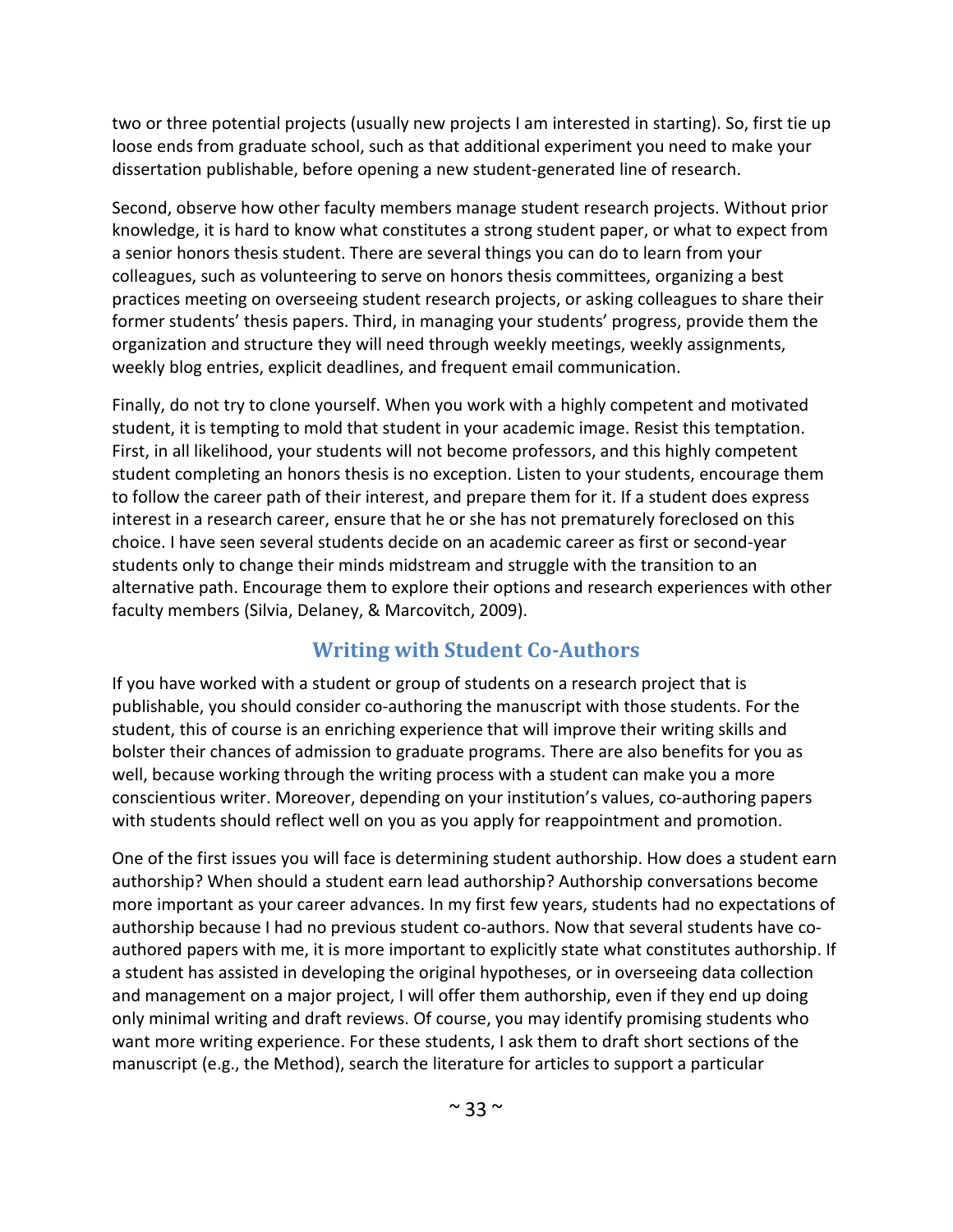two or three potential projects (usually new projects I am interested in starting). So, first tie up loose ends from graduate school, such as that additional experiment you need to make your dissertation publishable, before opening a new student-generated line of research.

Second, observe how other faculty members manage student research projects. Without prior knowledge, it is hard to know what constitutes a strong student paper, or what to expect from a senior honors thesis student. There are several things you can do to learn from your colleagues, such as volunteering to serve on honors thesis committees, organizing a best practices meeting on overseeing student research projects, or asking colleagues to share their former students' thesis papers. Third, in managing your students' progress, provide them the organization and structure they will need through weekly meetings, weekly assignments, weekly blog entries, explicit deadlines, and frequent email communication.

Finally, do not try to clone yourself. When you work with a highly competent and motivated student, it is tempting to mold that student in your academic image. Resist this temptation. First, in all likelihood, your students will not become professors, and this highly competent student completing an honors thesis is no exception. Listen to your students, encourage them to follow the career path of their interest, and prepare them for it. If a student does express interest in a research career, ensure that he or she has not prematurely foreclosed on this choice. I have seen several students decide on an academic career as first or second-year students only to change their minds midstream and struggle with the transition to an alternative path. Encourage them to explore their options and research experiences with other faculty members (Silvia, Delaney, & Marcovitch, 2009).

## Writing with Student Co-Authors

If you have worked with a student or group of students on a research project that is publishable, you should consider co-authoring the manuscript with those students. For the student, this of course is an enriching experience that will improve their writing skills and bolster their chances of admission to graduate programs. There are also benefits for you as well, because working through the writing process with a student can make you a more conscientious writer. Moreover, depending on your institution's values, co-authoring papers with students should reflect well on you as you apply for reappointment and promotion.

One of the first issues you will face is determining student authorship. How does a student earn authorship? When should a student earn lead authorship? Authorship conversations become more important as your career advances. In my first few years, students had no expectations of authorship because I had no previous student co-authors. Now that several students have co-authored papers with me, it is more important to explicitly state what constitutes authorship. If a student has assisted in developing the original hypotheses, or in overseeing data collection and management on a major project, I will offer them authorship, even if they end up doing only minimal writing and draft reviews. Of course, you may identify promising students who want more writing experience. For these students, I ask them to draft short sections of the manuscript (e.g., the Method), search the literature for articles to support a particular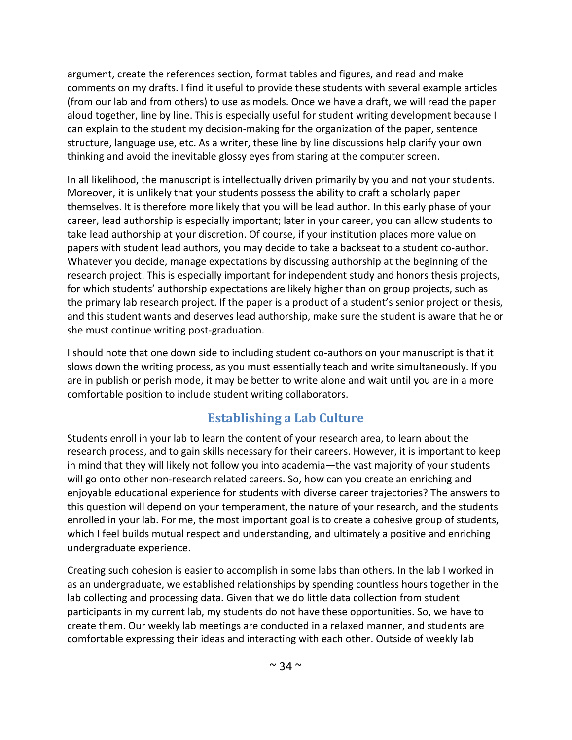argument, create the references section, format tables and figures, and read and make comments on my drafts. I find it useful to provide these students with several example articles (from our lab and from others) to use as models. Once we have a draft, we will read the paper aloud together, line by line. This is especially useful for student writing development because I can explain to the student my decision-making for the organization of the paper, sentence structure, language use, etc. As a writer, these line by line discussions help clarify your own thinking and avoid the inevitable glossy eyes from staring at the computer screen.

In all likelihood, the manuscript is intellectually driven primarily by you and not your students. Moreover, it is unlikely that your students possess the ability to craft a scholarly paper themselves. It is therefore more likely that you will be lead author. In this early phase of your career, lead authorship is especially important; later in your career, you can allow students to take lead authorship at your discretion. Of course, if your institution places more value on papers with student lead authors, you may decide to take a backseat to a student co-author. Whatever you decide, manage expectations by discussing authorship at the beginning of the research project. This is especially important for independent study and honors thesis projects, for which students' authorship expectations are likely higher than on group projects, such as the primary lab research project. If the paper is a product of a student's senior project or thesis, and this student wants and deserves lead authorship, make sure the student is aware that he or she must continue writing post-graduation.

I should note that one down side to including student co-authors on your manuscript is that it slows down the writing process, as you must essentially teach and write simultaneously. If you are in publish or perish mode, it may be better to write alone and wait until you are in a more comfortable position to include student writing collaborators.

## Establishing a Lab Culture

Students enroll in your lab to learn the content of your research area, to learn about the research process, and to gain skills necessary for their careers. However, it is important to keep in mind that they will likely not follow you into academia—the vast majority of your students will go onto other non-research related careers. So, how can you create an enriching and enjoyable educational experience for students with diverse career trajectories? The answers to this question will depend on your temperament, the nature of your research, and the students enrolled in your lab. For me, the most important goal is to create a cohesive group of students, which I feel builds mutual respect and understanding, and ultimately a positive and enriching undergraduate experience.

Creating such cohesion is easier to accomplish in some labs than others. In the lab I worked in as an undergraduate, we established relationships by spending countless hours together in the lab collecting and processing data. Given that we do little data collection from student participants in my current lab, my students do not have these opportunities. So, we have to create them. Our weekly lab meetings are conducted in a relaxed manner, and students are comfortable expressing their ideas and interacting with each other. Outside of weekly lab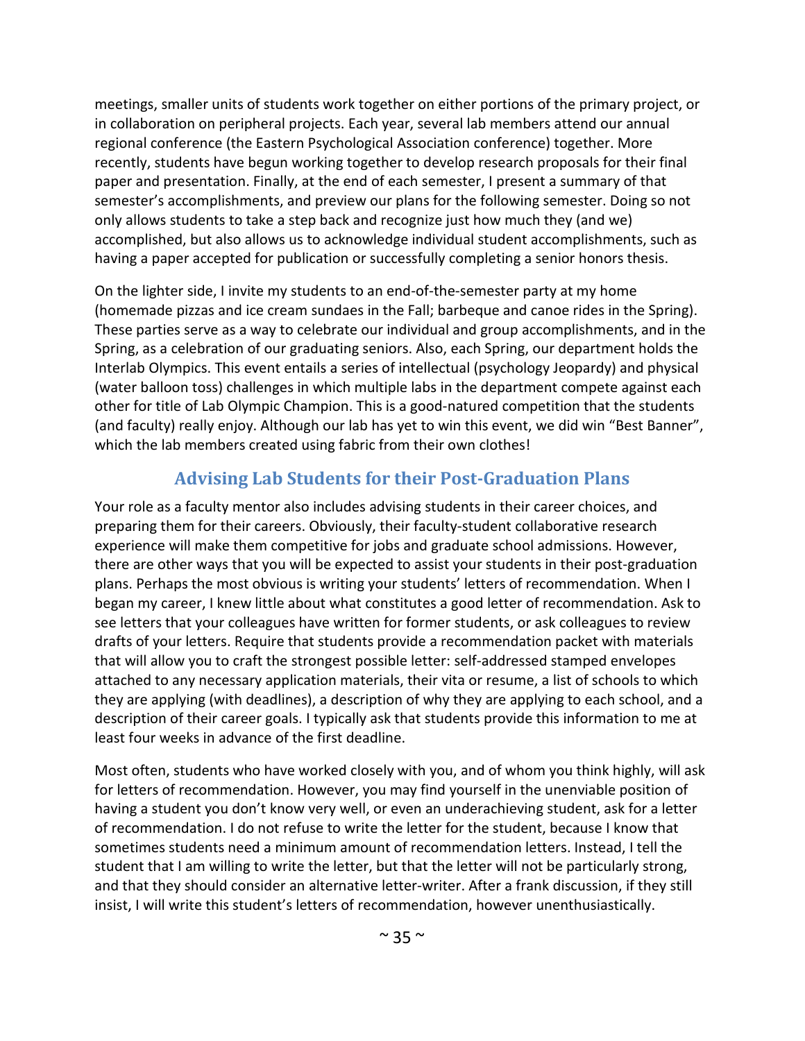meetings, smaller units of students work together on either portions of the primary project, or in collaboration on peripheral projects. Each year, several lab members attend our annual regional conference (the Eastern Psychological Association conference) together. More recently, students have begun working together to develop research proposals for their final paper and presentation. Finally, at the end of each semester, I present a summary of that semester's accomplishments, and preview our plans for the following semester. Doing so not only allows students to take a step back and recognize just how much they (and we) accomplished, but also allows us to acknowledge individual student accomplishments, such as having a paper accepted for publication or successfully completing a senior honors thesis.

On the lighter side, I invite my students to an end-of-the-semester party at my home (homemade pizzas and ice cream sundaes in the Fall; barbeque and canoe rides in the Spring). These parties serve as a way to celebrate our individual and group accomplishments, and in the Spring, as a celebration of our graduating seniors. Also, each Spring, our department holds the Interlab Olympics. This event entails a series of intellectual (psychology Jeopardy) and physical (water balloon toss) challenges in which multiple labs in the department compete against each other for title of Lab Olympic Champion. This is a good-natured competition that the students (and faculty) really enjoy. Although our lab has yet to win this event, we did win "Best Banner", which the lab members created using fabric from their own clothes!

## Advising Lab Students for their Post-Graduation Plans

Your role as a faculty mentor also includes advising students in their career choices, and preparing them for their careers. Obviously, their faculty-student collaborative research experience will make them competitive for jobs and graduate school admissions. However, there are other ways that you will be expected to assist your students in their post-graduation plans. Perhaps the most obvious is writing your students' letters of recommendation. When I began my career, I knew little about what constitutes a good letter of recommendation. Ask to see letters that your colleagues have written for former students, or ask colleagues to review drafts of your letters. Require that students provide a recommendation packet with materials that will allow you to craft the strongest possible letter: self-addressed stamped envelopes attached to any necessary application materials, their vita or resume, a list of schools to which they are applying (with deadlines), a description of why they are applying to each school, and a description of their career goals. I typically ask that students provide this information to me at least four weeks in advance of the first deadline.

Most often, students who have worked closely with you, and of whom you think highly, will ask for letters of recommendation. However, you may find yourself in the unenviable position of having a student you don't know very well, or even an underachieving student, ask for a letter of recommendation. I do not refuse to write the letter for the student, because I know that sometimes students need a minimum amount of recommendation letters. Instead, I tell the student that I am willing to write the letter, but that the letter will not be particularly strong, and that they should consider an alternative letter-writer. After a frank discussion, if they still insist, I will write this student's letters of recommendation, however unenthusiastically.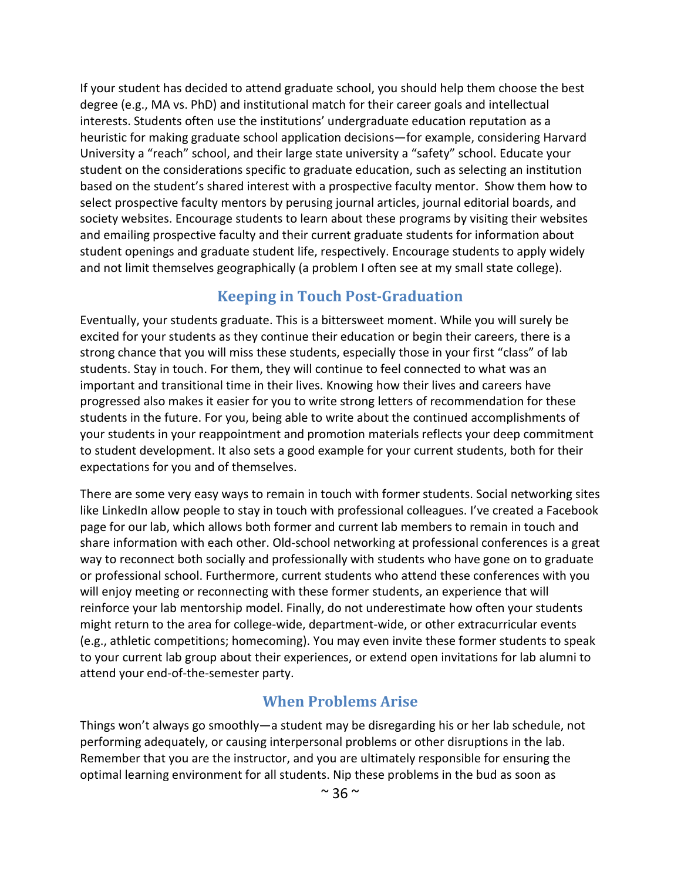If your student has decided to attend graduate school, you should help them choose the best degree (e.g., MA vs. PhD) and institutional match for their career goals and intellectual interests. Students often use the institutions' undergraduate education reputation as a heuristic for making graduate school application decisions—for example, considering Harvard University a "reach" school, and their large state university a "safety" school. Educate your student on the considerations specific to graduate education, such as selecting an institution based on the student's shared interest with a prospective faculty mentor. Show them how to select prospective faculty mentors by perusing journal articles, journal editorial boards, and society websites. Encourage students to learn about these programs by visiting their websites and emailing prospective faculty and their current graduate students for information about student openings and graduate student life, respectively. Encourage students to apply widely and not limit themselves geographically (a problem I often see at my small state college).

## Keeping in Touch Post-Graduation

Eventually, your students graduate. This is a bittersweet moment. While you will surely be excited for your students as they continue their education or begin their careers, there is a strong chance that you will miss these students, especially those in your first "class" of lab students. Stay in touch. For them, they will continue to feel connected to what was an important and transitional time in their lives. Knowing how their lives and careers have progressed also makes it easier for you to write strong letters of recommendation for these students in the future. For you, being able to write about the continued accomplishments of your students in your reappointment and promotion materials reflects your deep commitment to student development. It also sets a good example for your current students, both for their expectations for you and of themselves.

There are some very easy ways to remain in touch with former students. Social networking sites like LinkedIn allow people to stay in touch with professional colleagues. I've created a Facebook page for our lab, which allows both former and current lab members to remain in touch and share information with each other. Old-school networking at professional conferences is a great way to reconnect both socially and professionally with students who have gone on to graduate or professional school. Furthermore, current students who attend these conferences with you will enjoy meeting or reconnecting with these former students, an experience that will reinforce your lab mentorship model. Finally, do not underestimate how often your students might return to the area for college-wide, department-wide, or other extracurricular events (e.g., athletic competitions; homecoming). You may even invite these former students to speak to your current lab group about their experiences, or extend open invitations for lab alumni to attend your end-of-the-semester party.

## When Problems Arise

Things won't always go smoothly—a student may be disregarding his or her lab schedule, not performing adequately, or causing interpersonal problems or other disruptions in the lab. Remember that you are the instructor, and you are ultimately responsible for ensuring the optimal learning environment for all students. Nip these problems in the bud as soon as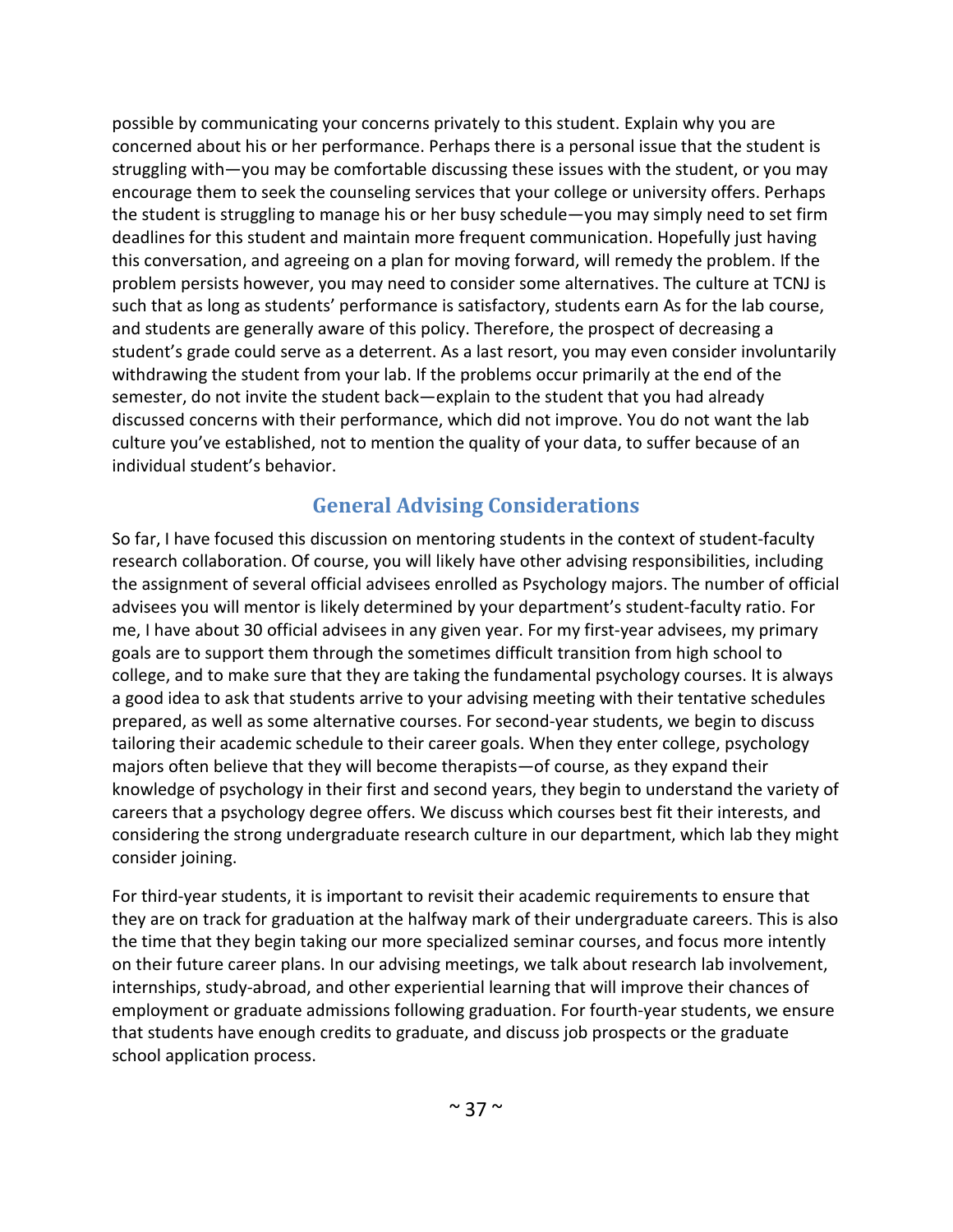possible by communicating your concerns privately to this student. Explain why you are concerned about his or her performance. Perhaps there is a personal issue that the student is struggling with—you may be comfortable discussing these issues with the student, or you may encourage them to seek the counseling services that your college or university offers. Perhaps the student is struggling to manage his or her busy schedule—you may simply need to set firm deadlines for this student and maintain more frequent communication. Hopefully just having this conversation, and agreeing on a plan for moving forward, will remedy the problem. If the problem persists however, you may need to consider some alternatives. The culture at TCNJ is such that as long as students' performance is satisfactory, students earn As for the lab course, and students are generally aware of this policy. Therefore, the prospect of decreasing a student's grade could serve as a deterrent. As a last resort, you may even consider involuntarily withdrawing the student from your lab. If the problems occur primarily at the end of the semester, do not invite the student back—explain to the student that you had already discussed concerns with their performance, which did not improve. You do not want the lab culture you've established, not to mention the quality of your data, to suffer because of an individual student's behavior.

## General Advising Considerations

So far, I have focused this discussion on mentoring students in the context of student-faculty research collaboration. Of course, you will likely have other advising responsibilities, including the assignment of several official advisees enrolled as Psychology majors. The number of official advisees you will mentor is likely determined by your department's student-faculty ratio. For me, I have about 30 official advisees in any given year. For my first-year advisees, my primary goals are to support them through the sometimes difficult transition from high school to college, and to make sure that they are taking the fundamental psychology courses. It is always a good idea to ask that students arrive to your advising meeting with their tentative schedules prepared, as well as some alternative courses. For second-year students, we begin to discuss tailoring their academic schedule to their career goals. When they enter college, psychology majors often believe that they will become therapists—of course, as they expand their knowledge of psychology in their first and second years, they begin to understand the variety of careers that a psychology degree offers. We discuss which courses best fit their interests, and considering the strong undergraduate research culture in our department, which lab they might consider joining.

For third-year students, it is important to revisit their academic requirements to ensure that they are on track for graduation at the halfway mark of their undergraduate careers. This is also the time that they begin taking our more specialized seminar courses, and focus more intently on their future career plans. In our advising meetings, we talk about research lab involvement, internships, study-abroad, and other experiential learning that will improve their chances of employment or graduate admissions following graduation. For fourth-year students, we ensure that students have enough credits to graduate, and discuss job prospects or the graduate school application process.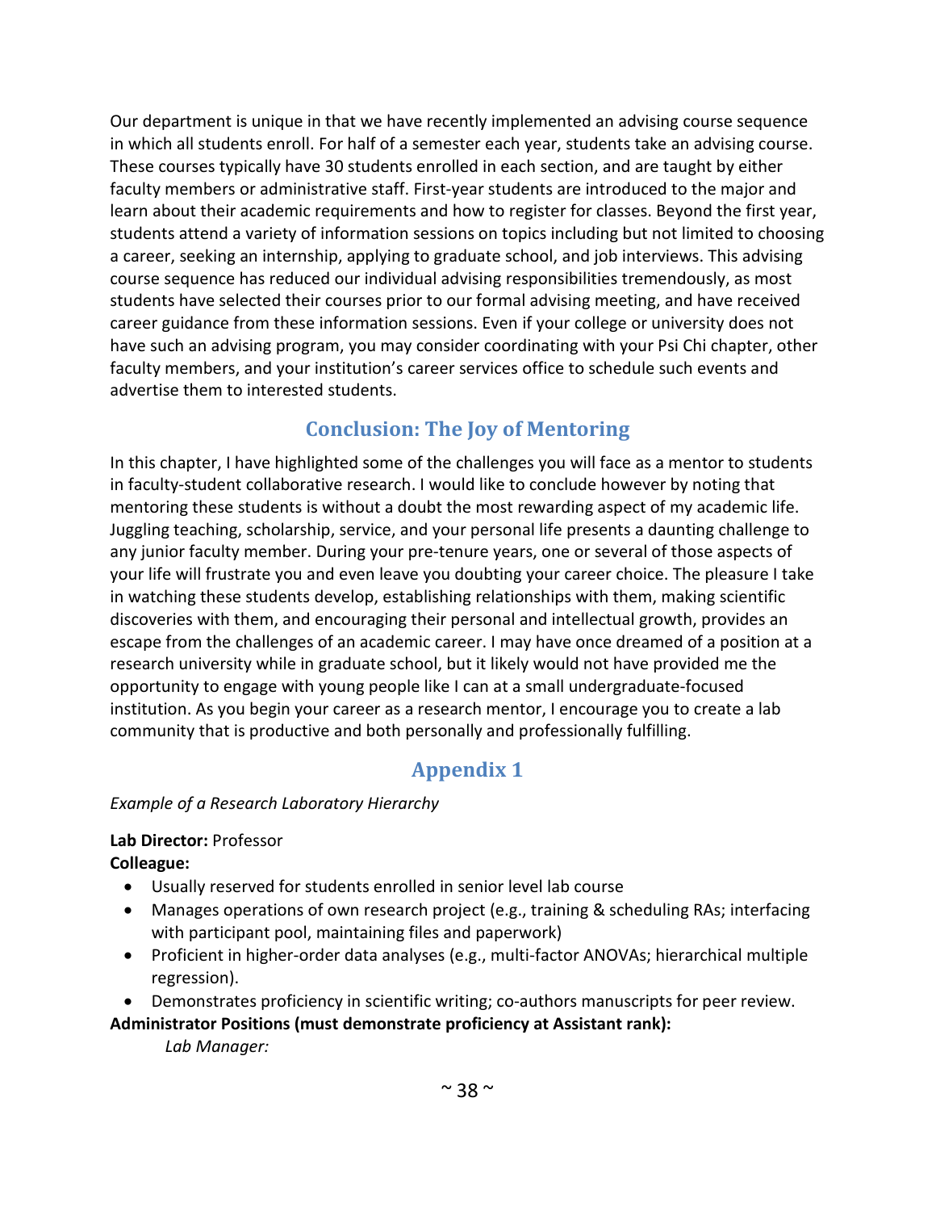Our department is unique in that we have recently implemented an advising course sequence in which all students enroll. For half of a semester each year, students take an advising course. These courses typically have 30 students enrolled in each section, and are taught by either faculty members or administrative staff. First-year students are introduced to the major and learn about their academic requirements and how to register for classes. Beyond the first year, students attend a variety of information sessions on topics including but not limited to choosing a career, seeking an internship, applying to graduate school, and job interviews. This advising course sequence has reduced our individual advising responsibilities tremendously, as most students have selected their courses prior to our formal advising meeting, and have received career guidance from these information sessions. Even if your college or university does not have such an advising program, you may consider coordinating with your Psi Chi chapter, other faculty members, and your institution's career services office to schedule such events and advertise them to interested students.

## Conclusion: The Joy of Mentoring

In this chapter, I have highlighted some of the challenges you will face as a mentor to students in faculty-student collaborative research. I would like to conclude however by noting that mentoring these students is without a doubt the most rewarding aspect of my academic life. Juggling teaching, scholarship, service, and your personal life presents a daunting challenge to any junior faculty member. During your pre-tenure years, one or several of those aspects of your life will frustrate you and even leave you doubting your career choice. The pleasure I take in watching these students develop, establishing relationships with them, making scientific discoveries with them, and encouraging their personal and intellectual growth, provides an escape from the challenges of an academic career. I may have once dreamed of a position at a research university while in graduate school, but it likely would not have provided me the opportunity to engage with young people like I can at a small undergraduate-focused institution. As you begin your career as a research mentor, I encourage you to create a lab community that is productive and both personally and professionally fulfilling.

## Appendix 1

*Example of a Research Laboratory Hierarchy*

**Lab Director:** Professor

**Colleague:**

- Usually reserved for students enrolled in senior level lab course
- Manages operations of own research project (e.g., training & scheduling RAs; interfacing with participant pool, maintaining files and paperwork)
- Proficient in higher-order data analyses (e.g., multi-factor ANOVAs; hierarchical multiple regression).
- Demonstrates proficiency in scientific writing; co-authors manuscripts for peer review.

**Administrator Positions (must demonstrate proficiency at Assistant rank):**

*Lab Manager:*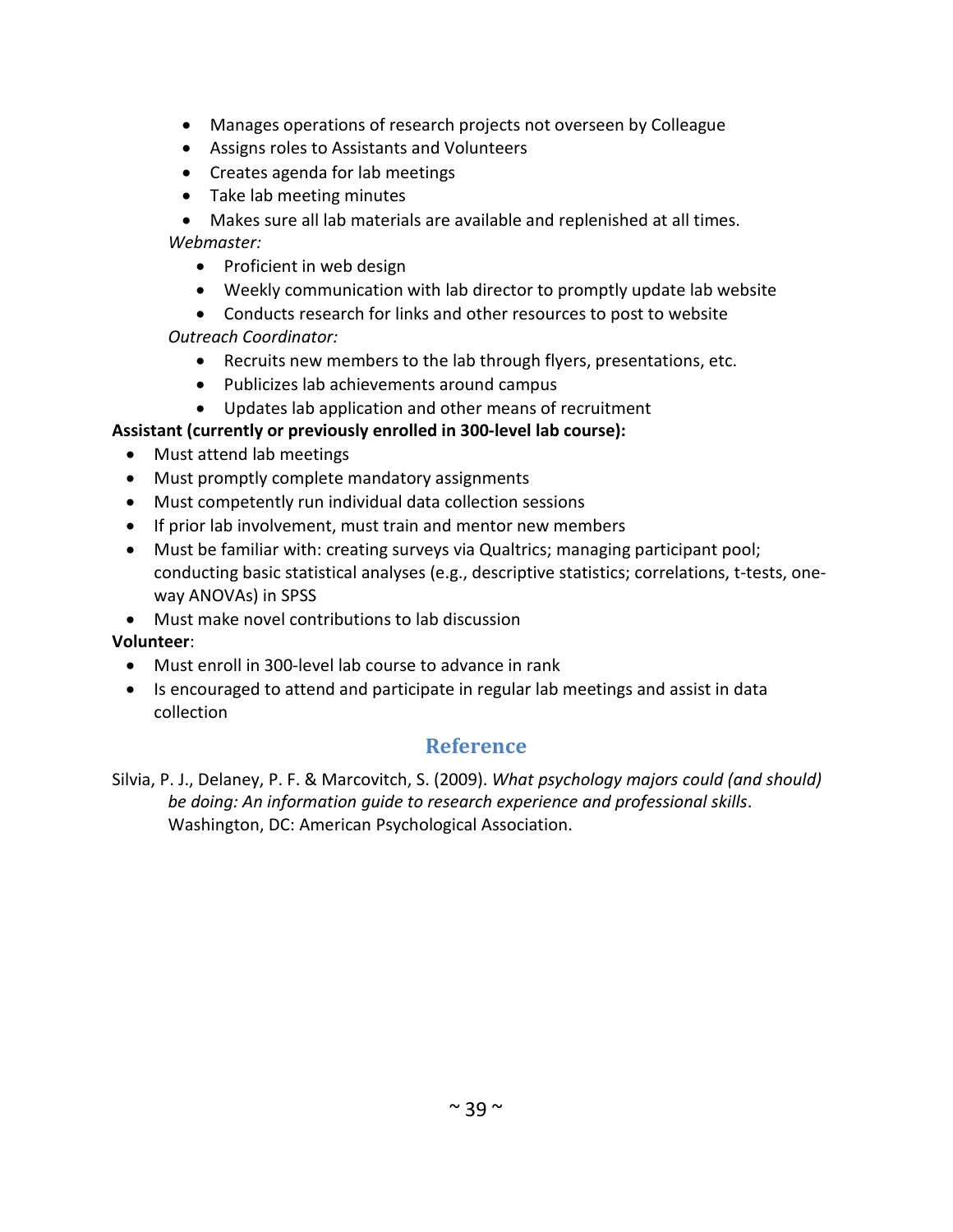- Manages operations of research projects not overseen by Colleague
- Assigns roles to Assistants and Volunteers
- Creates agenda for lab meetings
- Take lab meeting minutes
- Makes sure all lab materials are available and replenished at all times.

*Webmaster:*

- Proficient in web design
- Weekly communication with lab director to promptly update lab website
- Conducts research for links and other resources to post to website

*Outreach Coordinator:*

- Recruits new members to the lab through flyers, presentations, etc.
- Publicizes lab achievements around campus
- Updates lab application and other means of recruitment

**Assistant (currently or previously enrolled in 300-level lab course):**

- Must attend lab meetings
- Must promptly complete mandatory assignments
- Must competently run individual data collection sessions
- If prior lab involvement, must train and mentor new members
- Must be familiar with: creating surveys via Qualtrics; managing participant pool; conducting basic statistical analyses (e.g., descriptive statistics; correlations, t-tests, one-way ANOVAs) in SPSS
- Must make novel contributions to lab discussion

**Volunteer**:

- Must enroll in 300-level lab course to advance in rank
- Is encouraged to attend and participate in regular lab meetings and assist in data collection

## Reference

Silvia, P. J., Delaney, P. F. & Marcovitch, S. (2009). *What psychology majors could (and should) be doing: An information guide to research experience and professional skills*. Washington, DC: American Psychological Association.